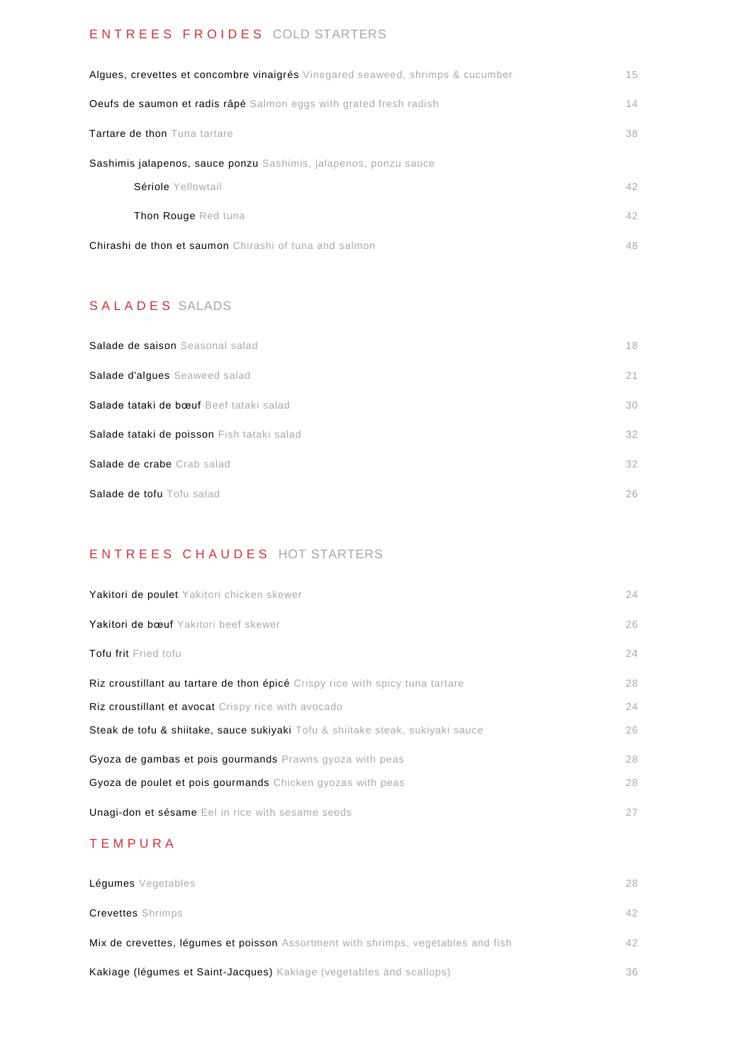## ENTREES FROIDES COLD STARTERS

| | |
|---|---|
| **Algues, crevettes et concombre vinaigrés** Vinegared seaweed, shrimps & cucumber | 15 |
| **Oeufs de saumon et radis râpé** Salmon eggs with grated fresh radish | 14 |
| **Tartare de thon** Tuna tartare | 38 |
| **Sashimis jalapenos, sauce ponzu** Sashimis, jalapenos, ponzu sauce | |
| **Sériole** Yellowtail | 42 |
| **Thon Rouge** Red tuna | 42 |
| **Chirashi de thon et saumon** Chirashi of tuna and salmon | 48 |

## SALADES SALADS

| | |
|---|---|
| **Salade de saison** Seasonal salad | 18 |
| **Salade d'algues** Seaweed salad | 21 |
| **Salade tataki de bœuf** Beef tataki salad | 30 |
| **Salade tataki de poisson** Fish tataki salad | 32 |
| **Salade de crabe** Crab salad | 32 |
| **Salade de tofu** Tofu salad | 26 |

## ENTREES CHAUDES HOT STARTERS

| | |
|---|---|
| **Yakitori de poulet** Yakitori chicken skewer | 24 |
| **Yakitori de bœuf** Yakitori beef skewer | 26 |
| **Tofu frit** Fried tofu | 24 |
| **Riz croustillant au tartare de thon épicé** Crispy rice with spicy tuna tartare | 28 |
| **Riz croustillant et avocat** Crispy rice with avocado | 24 |
| **Steak de tofu & shiitake, sauce sukiyaki** Tofu & shiitake steak, sukiyaki sauce | 26 |
| **Gyoza de gambas et pois gourmands** Prawns gyoza with peas | 28 |
| **Gyoza de poulet et pois gourmands** Chicken gyozas with peas | 28 |
| **Unagi-don et sésame** Eel in rice with sesame seeds | 27 |

## TEMPURA

| | |
|---|---|
| **Légumes** Vegetables | 28 |
| **Crevettes** Shrimps | 42 |
| **Mix de crevettes, légumes et poisson** Assortment with shrimps, vegetables and fish | 42 |
| **Kakiage (légumes et Saint-Jacques)** Kakiage (vegetables and scallops) | 36 |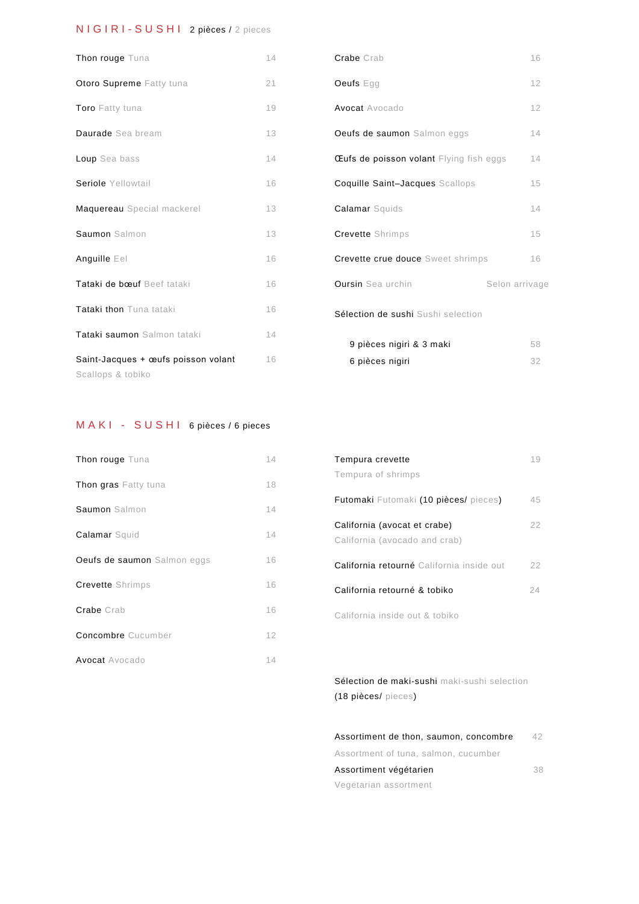## NIGIRI-SUSHI 2 pièces / 2 pieces

| | |
|---|---|
| Thon rouge Tuna | 14 |
| Otoro Supreme Fatty tuna | 21 |
| Toro Fatty tuna | 19 |
| Daurade Sea bream | 13 |
| Loup Sea bass | 14 |
| Seriole Yellowtail | 16 |
| Maquereau Special mackerel | 13 |
| Saumon Salmon | 13 |
| Anguille Eel | 16 |
| Tataki de bœuf Beef tataki | 16 |
| Tataki thon Tuna tataki | 16 |
| Tataki saumon Salmon tataki | 14 |
| Saint-Jacques + œufs poisson volant Scallops & tobiko | 16 |
| Crabe Crab | 16 |
| Oeufs Egg | 12 |
| Avocat Avocado | 12 |
| Oeufs de saumon Salmon eggs | 14 |
| Œufs de poisson volant Flying fish eggs | 14 |
| Coquille Saint–Jacques Scallops | 15 |
| Calamar Squids | 14 |
| Crevette Shrimps | 15 |
| Crevette crue douce Sweet shrimps | 16 |
| Oursin Sea urchin | Selon arrivage |

**Sélection de sushi** Sushi selection

| | |
|---|---|
| 9 pièces nigiri & 3 maki | 58 |
| 6 pièces nigiri | 32 |

## MAKI - SUSHI 6 pièces / 6 pieces

| | |
|---|---|
| Thon rouge Tuna | 14 |
| Thon gras Fatty tuna | 18 |
| Saumon Salmon | 14 |
| Calamar Squid | 14 |
| Oeufs de saumon Salmon eggs | 16 |
| Crevette Shrimps | 16 |
| Crabe Crab | 16 |
| Concombre Cucumber | 12 |
| Avocat Avocado | 14 |
| Tempura crevette Tempura of shrimps | 19 |
| Futomaki Futomaki (10 pièces/ pieces) | 45 |
| California (avocat et crabe) California (avocado and crab) | 22 |
| California retourné California inside out | 22 |
| California retourné & tobiko California inside out & tobiko | 24 |

**Sélection de maki-sushi** maki-sushi selection (18 pièces/ pieces)

| | |
|---|---|
| Assortiment de thon, saumon, concombre Assortment of tuna, salmon, cucumber | 42 |
| Assortiment végétarien Vegetarian assortment | 38 |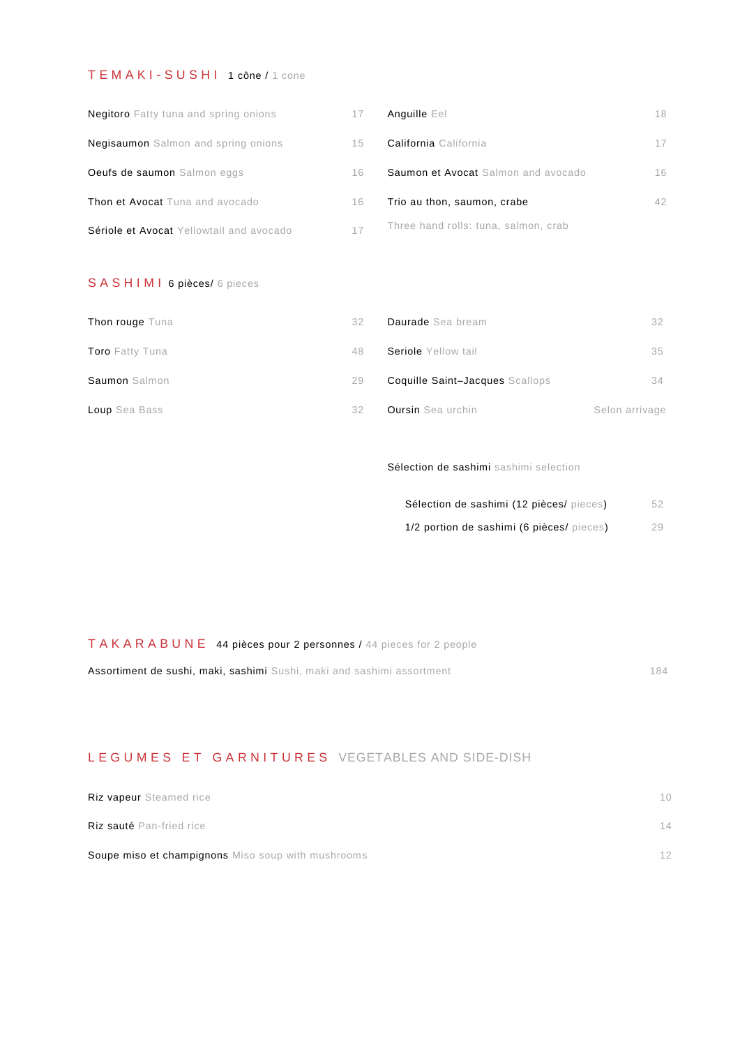## TEMAKI-SUSHI 1 cône / 1 cone

| | | | |
|---|---|---|---|
| Negitoro Fatty tuna and spring onions | 17 | Anguille Eel | 18 |
| Negisaumon Salmon and spring onions | 15 | California California | 17 |
| Oeufs de saumon Salmon eggs | 16 | Saumon et Avocat Salmon and avocado | 16 |
| Thon et Avocat Tuna and avocado | 16 | Trio au thon, saumon, crabe<br>Three hand rolls: tuna, salmon, crab | 42 |
| Sériole et Avocat Yellowtail and avocado | 17 | | |

## SASHIMI 6 pièces/ 6 pieces

| | | | |
|---|---|---|---|
| Thon rouge Tuna | 32 | Daurade Sea bream | 32 |
| Toro Fatty Tuna | 48 | Seriole Yellow tail | 35 |
| Saumon Salmon | 29 | Coquille Saint–Jacques Scallops | 34 |
| Loup Sea Bass | 32 | Oursin Sea urchin | Selon arrivage |

Sélection de sashimi sashimi selection

| | |
|---|---|
| Sélection de sashimi (12 pièces/ pieces) | 52 |
| 1/2 portion de sashimi (6 pièces/ pieces) | 29 |

## TAKARABUNE 44 pièces pour 2 personnes / 44 pieces for 2 people

| | |
|---|---|
| Assortiment de sushi, maki, sashimi Sushi, maki and sashimi assortment | 184 |

## LEGUMES ET GARNITURES VEGETABLES AND SIDE-DISH

| | |
|---|---|
| Riz vapeur Steamed rice | 10 |
| Riz sauté Pan-fried rice | 14 |
| Soupe miso et champignons Miso soup with mushrooms | 12 |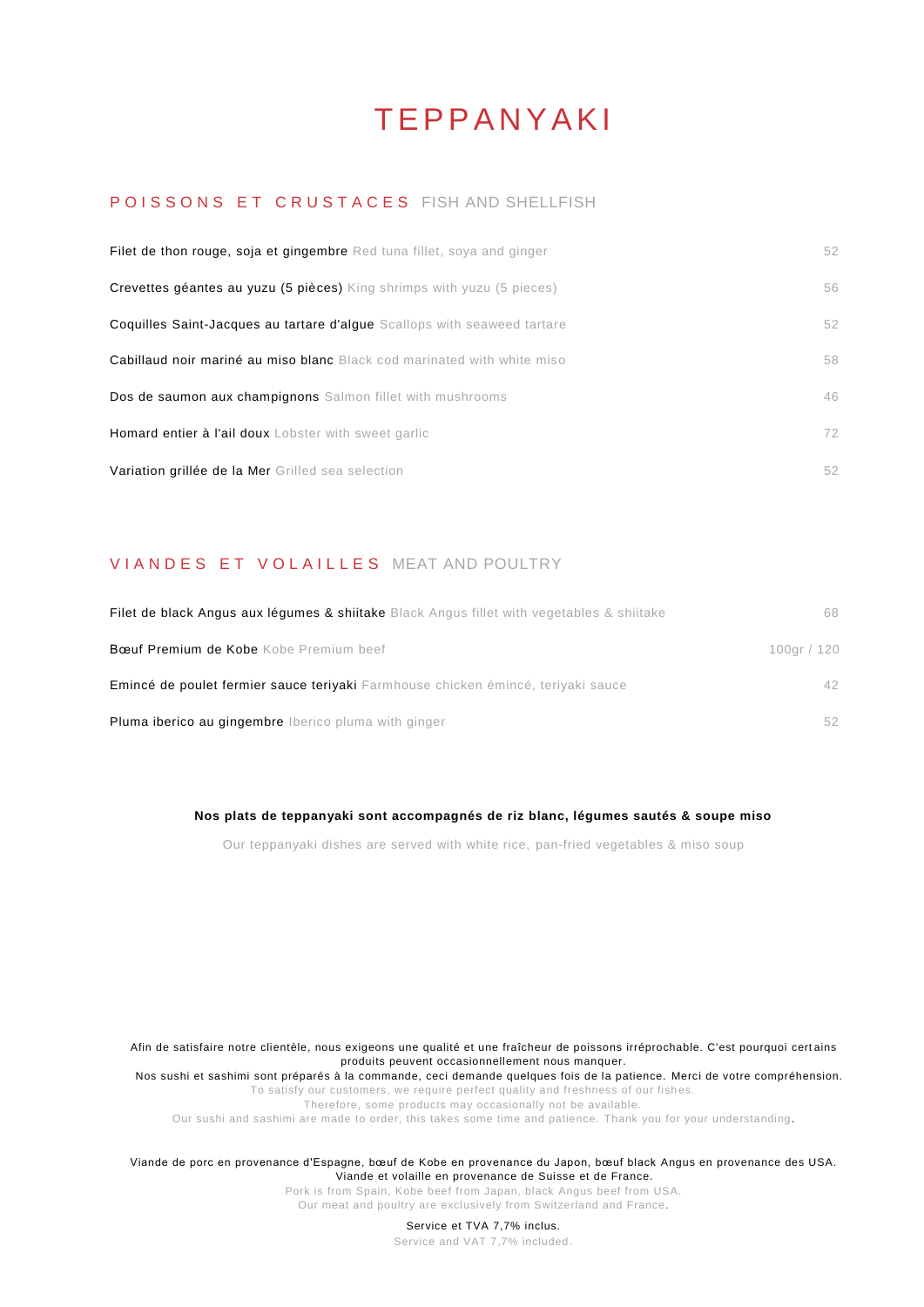# TEPPANYAKI

## POISSONS ET CRUSTACES FISH AND SHELLFISH

| | |
|---|---|
| **Filet de thon rouge, soja et gingembre** Red tuna fillet, soya and ginger | 52 |
| **Crevettes géantes au yuzu (5 pièces)** King shrimps with yuzu (5 pieces) | 56 |
| **Coquilles Saint-Jacques au tartare d'algue** Scallops with seaweed tartare | 52 |
| **Cabillaud noir mariné au miso blanc** Black cod marinated with white miso | 58 |
| **Dos de saumon aux champignons** Salmon fillet with mushrooms | 46 |
| **Homard entier à l'ail doux** Lobster with sweet garlic | 72 |
| **Variation grillée de la Mer** Grilled sea selection | 52 |

## VIANDES ET VOLAILLES MEAT AND POULTRY

| | |
|---|---|
| **Filet de black Angus aux légumes & shiitake** Black Angus fillet with vegetables & shiitake | 68 |
| **Bœuf Premium de Kobe** Kobe Premium beef | 100gr / 120 |
| **Emincé de poulet fermier sauce teriyaki** Farmhouse chicken émincé, teriyaki sauce | 42 |
| **Pluma iberico au gingembre** Iberico pluma with ginger | 52 |

**Nos plats de teppanyaki sont accompagnés de riz blanc, légumes sautés & soupe miso**

Our teppanyaki dishes are served with white rice, pan-fried vegetables & miso soup

Afin de satisfaire notre clientèle, nous exigeons une qualité et une fraîcheur de poissons irréprochable. C'est pourquoi certains produits peuvent occasionnellement nous manquer.
Nos sushi et sashimi sont préparés à la commande, ceci demande quelques fois de la patience. Merci de votre compréhension.
To satisfy our customers, we require perfect quality and freshness of our fishes.
Therefore, some products may occasionally not be available.
Our sushi and sashimi are made to order, this takes some time and patience. Thank you for your understanding.

Viande de porc en provenance d'Espagne, bœuf de Kobe en provenance du Japon, bœuf black Angus en provenance des USA.
Viande et volaille en provenance de Suisse et de France.
Pork is from Spain, Kobe beef from Japan, black Angus beef from USA.
Our meat and poultry are exclusively from Switzerland and France.

Service et TVA 7,7% inclus.
Service and VAT 7,7% included.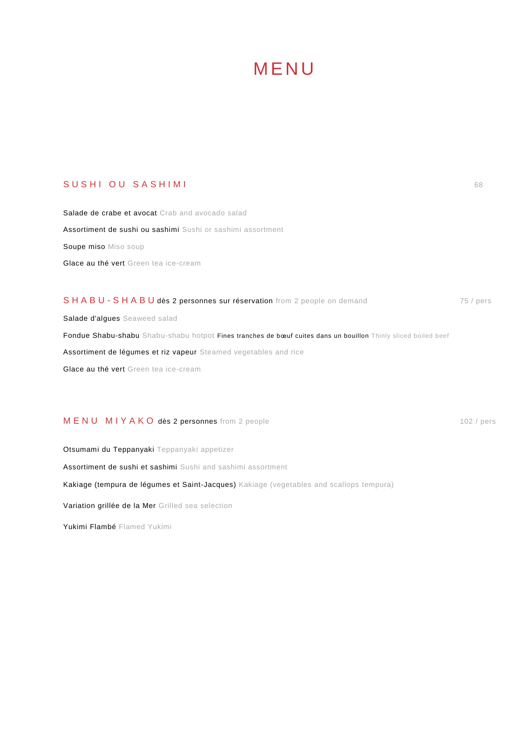# MENU

## SUSHI OU SASHIMI — 68

Salade de crabe et avocat Crab and avocado salad

Assortiment de sushi ou sashimi Sushi or sashimi assortment

Soupe miso Miso soup

Glace au thé vert Green tea ice-cream

## SHABU-SHABU dès 2 personnes sur réservation from 2 people on demand — 75 / pers

Salade d'algues Seaweed salad

Fondue Shabu-shabu Shabu-shabu hotpot Fines tranches de bœuf cuites dans un bouillon Thinly sliced boiled beef

Assortiment de légumes et riz vapeur Steamed vegetables and rice

Glace au thé vert Green tea ice-cream

## MENU MIYAKO dès 2 personnes from 2 people — 102 / pers

Otsumami du Teppanyaki Teppanyaki appetizer

Assortiment de sushi et sashimi Sushi and sashimi assortment

Kakiage (tempura de légumes et Saint-Jacques) Kakiage (vegetables and scallops tempura)

Variation grillée de la Mer Grilled sea selection

Yukimi Flambé Flamed Yukimi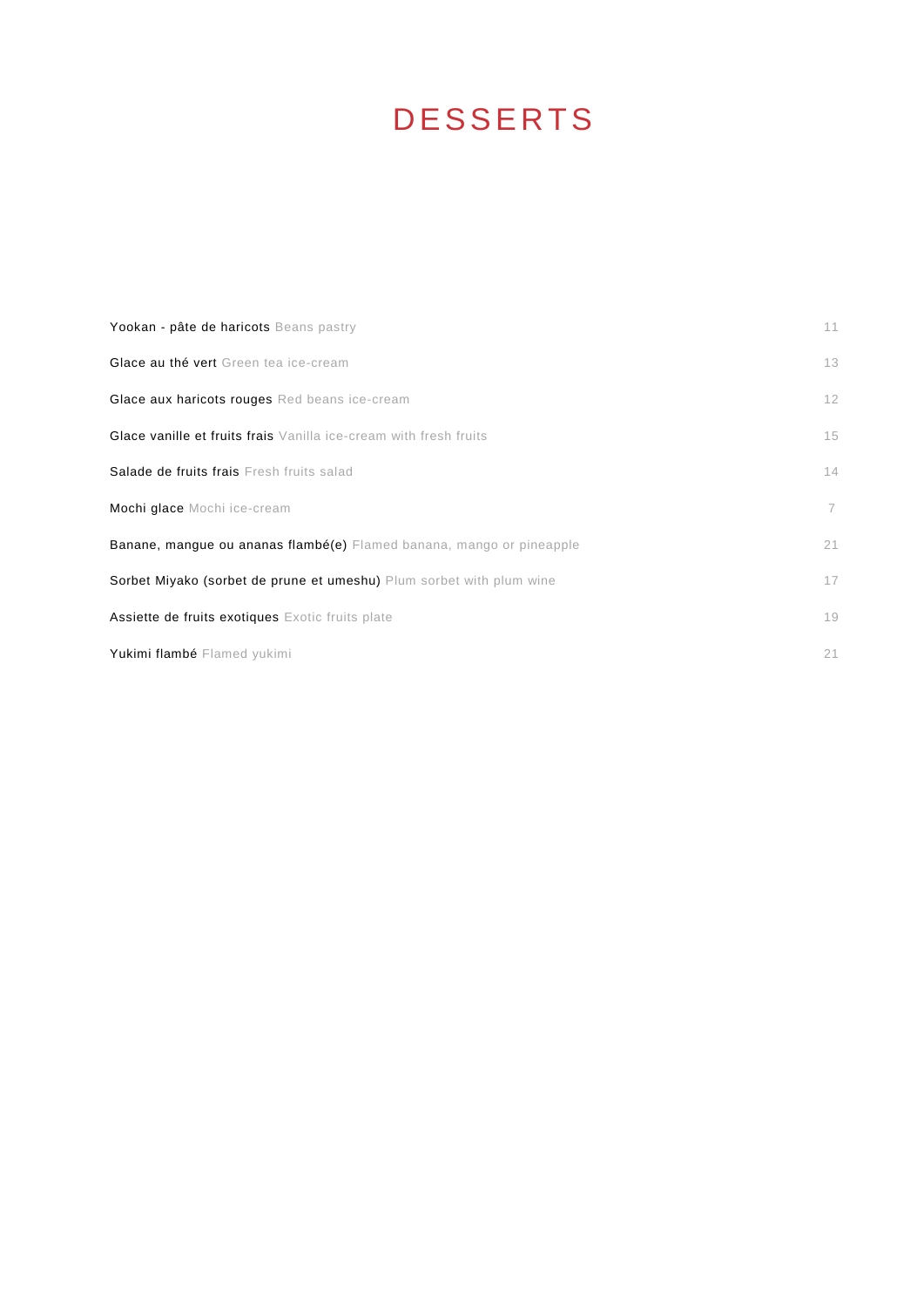# DESSERTS

| | | |
|---|---|---|
| **Yookan - pâte de haricots** | Beans pastry | 11 |
| **Glace au thé vert** | Green tea ice-cream | 13 |
| **Glace aux haricots rouges** | Red beans ice-cream | 12 |
| **Glace vanille et fruits frais** | Vanilla ice-cream with fresh fruits | 15 |
| **Salade de fruits frais** | Fresh fruits salad | 14 |
| **Mochi glace** | Mochi ice-cream | 7 |
| **Banane, mangue ou ananas flambé(e)** | Flamed banana, mango or pineapple | 21 |
| **Sorbet Miyako (sorbet de prune et umeshu)** | Plum sorbet with plum wine | 17 |
| **Assiette de fruits exotiques** | Exotic fruits plate | 19 |
| **Yukimi flambé** | Flamed yukimi | 21 |